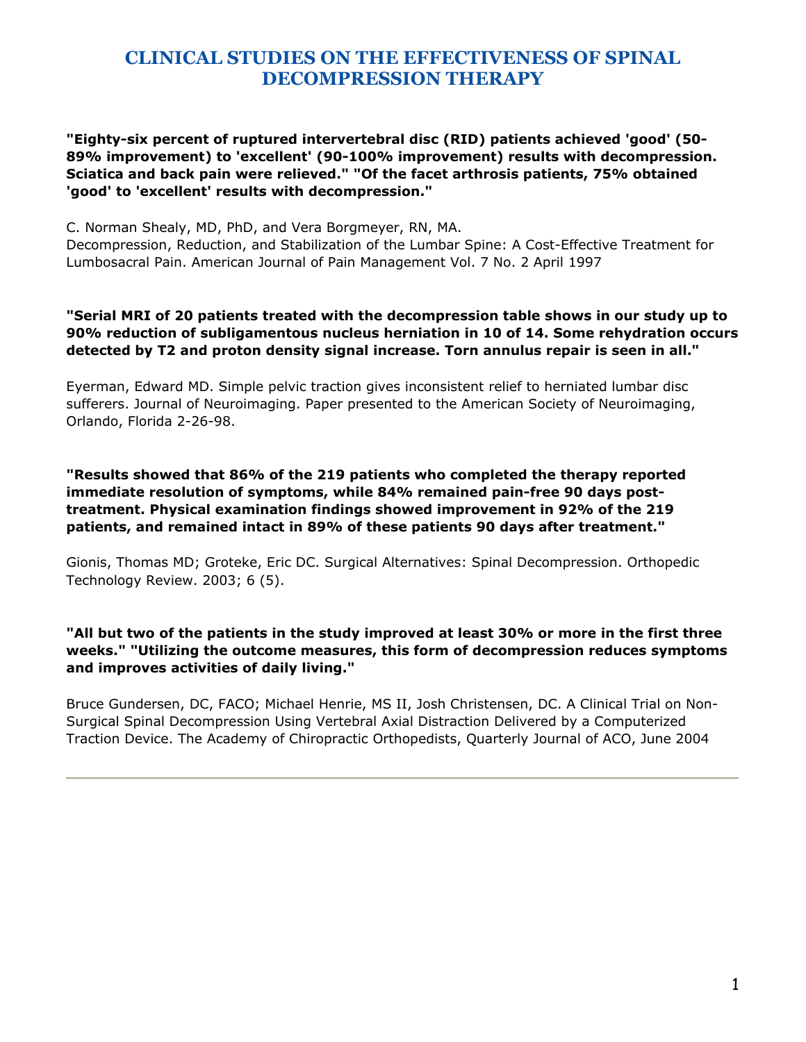# CLINICAL STUDIES ON THE EFFECTIVENESS OF SPINAL DECOMPRESSION THERAPY

**"Eighty-six percent of ruptured intervertebral disc (RID) patients achieved 'good' (50-89% improvement) to 'excellent' (90-100% improvement) results with decompression. Sciatica and back pain were relieved." "Of the facet arthrosis patients, 75% obtained 'good' to 'excellent' results with decompression."**

C. Norman Shealy, MD, PhD, and Vera Borgmeyer, RN, MA.
Decompression, Reduction, and Stabilization of the Lumbar Spine: A Cost-Effective Treatment for Lumbosacral Pain. American Journal of Pain Management Vol. 7 No. 2 April 1997

**"Serial MRI of 20 patients treated with the decompression table shows in our study up to 90% reduction of subligamentous nucleus herniation in 10 of 14. Some rehydration occurs detected by T2 and proton density signal increase. Torn annulus repair is seen in all."**

Eyerman, Edward MD. Simple pelvic traction gives inconsistent relief to herniated lumbar disc sufferers. Journal of Neuroimaging. Paper presented to the American Society of Neuroimaging, Orlando, Florida 2-26-98.

**"Results showed that 86% of the 219 patients who completed the therapy reported immediate resolution of symptoms, while 84% remained pain-free 90 days post-treatment. Physical examination findings showed improvement in 92% of the 219 patients, and remained intact in 89% of these patients 90 days after treatment."**

Gionis, Thomas MD; Groteke, Eric DC. Surgical Alternatives: Spinal Decompression. Orthopedic Technology Review. 2003; 6 (5).

**"All but two of the patients in the study improved at least 30% or more in the first three weeks." "Utilizing the outcome measures, this form of decompression reduces symptoms and improves activities of daily living."**

Bruce Gundersen, DC, FACO; Michael Henrie, MS II, Josh Christensen, DC. A Clinical Trial on Non-Surgical Spinal Decompression Using Vertebral Axial Distraction Delivered by a Computerized Traction Device. The Academy of Chiropractic Orthopedists, Quarterly Journal of ACO, June 2004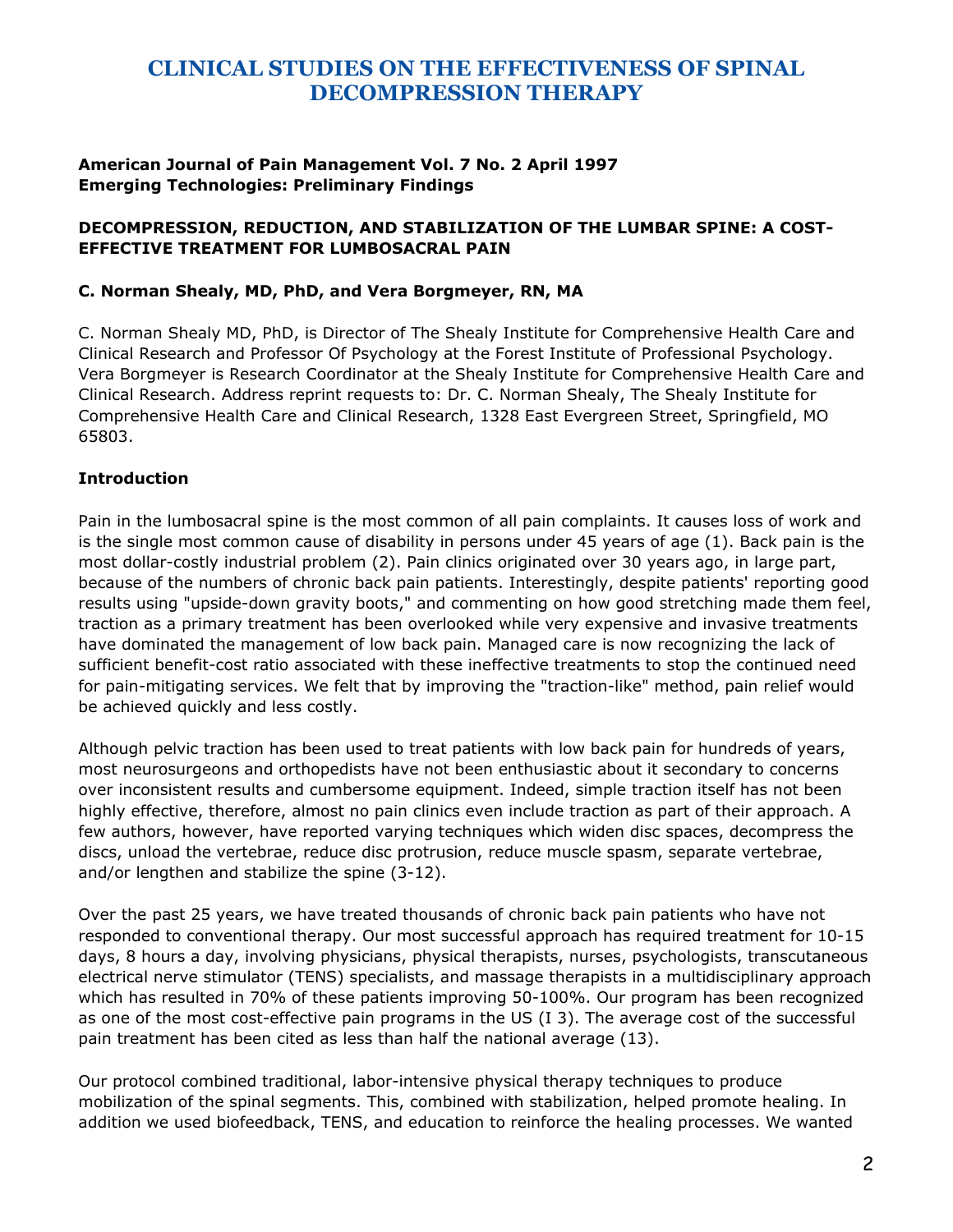# CLINICAL STUDIES ON THE EFFECTIVENESS OF SPINAL DECOMPRESSION THERAPY

**American Journal of Pain Management Vol. 7 No. 2 April 1997**
**Emerging Technologies: Preliminary Findings**

**DECOMPRESSION, REDUCTION, AND STABILIZATION OF THE LUMBAR SPINE: A COST-EFFECTIVE TREATMENT FOR LUMBOSACRAL PAIN**

**C. Norman Shealy, MD, PhD, and Vera Borgmeyer, RN, MA**

C. Norman Shealy MD, PhD, is Director of The Shealy Institute for Comprehensive Health Care and Clinical Research and Professor Of Psychology at the Forest Institute of Professional Psychology. Vera Borgmeyer is Research Coordinator at the Shealy Institute for Comprehensive Health Care and Clinical Research. Address reprint requests to: Dr. C. Norman Shealy, The Shealy Institute for Comprehensive Health Care and Clinical Research, 1328 East Evergreen Street, Springfield, MO 65803.

**Introduction**

Pain in the lumbosacral spine is the most common of all pain complaints. It causes loss of work and is the single most common cause of disability in persons under 45 years of age (1). Back pain is the most dollar-costly industrial problem (2). Pain clinics originated over 30 years ago, in large part, because of the numbers of chronic back pain patients. Interestingly, despite patients' reporting good results using "upside-down gravity boots," and commenting on how good stretching made them feel, traction as a primary treatment has been overlooked while very expensive and invasive treatments have dominated the management of low back pain. Managed care is now recognizing the lack of sufficient benefit-cost ratio associated with these ineffective treatments to stop the continued need for pain-mitigating services. We felt that by improving the "traction-like" method, pain relief would be achieved quickly and less costly.

Although pelvic traction has been used to treat patients with low back pain for hundreds of years, most neurosurgeons and orthopedists have not been enthusiastic about it secondary to concerns over inconsistent results and cumbersome equipment. Indeed, simple traction itself has not been highly effective, therefore, almost no pain clinics even include traction as part of their approach. A few authors, however, have reported varying techniques which widen disc spaces, decompress the discs, unload the vertebrae, reduce disc protrusion, reduce muscle spasm, separate vertebrae, and/or lengthen and stabilize the spine (3-12).

Over the past 25 years, we have treated thousands of chronic back pain patients who have not responded to conventional therapy. Our most successful approach has required treatment for 10-15 days, 8 hours a day, involving physicians, physical therapists, nurses, psychologists, transcutaneous electrical nerve stimulator (TENS) specialists, and massage therapists in a multidisciplinary approach which has resulted in 70% of these patients improving 50-100%. Our program has been recognized as one of the most cost-effective pain programs in the US (I 3). The average cost of the successful pain treatment has been cited as less than half the national average (13).

Our protocol combined traditional, labor-intensive physical therapy techniques to produce mobilization of the spinal segments. This, combined with stabilization, helped promote healing. In addition we used biofeedback, TENS, and education to reinforce the healing processes. We wanted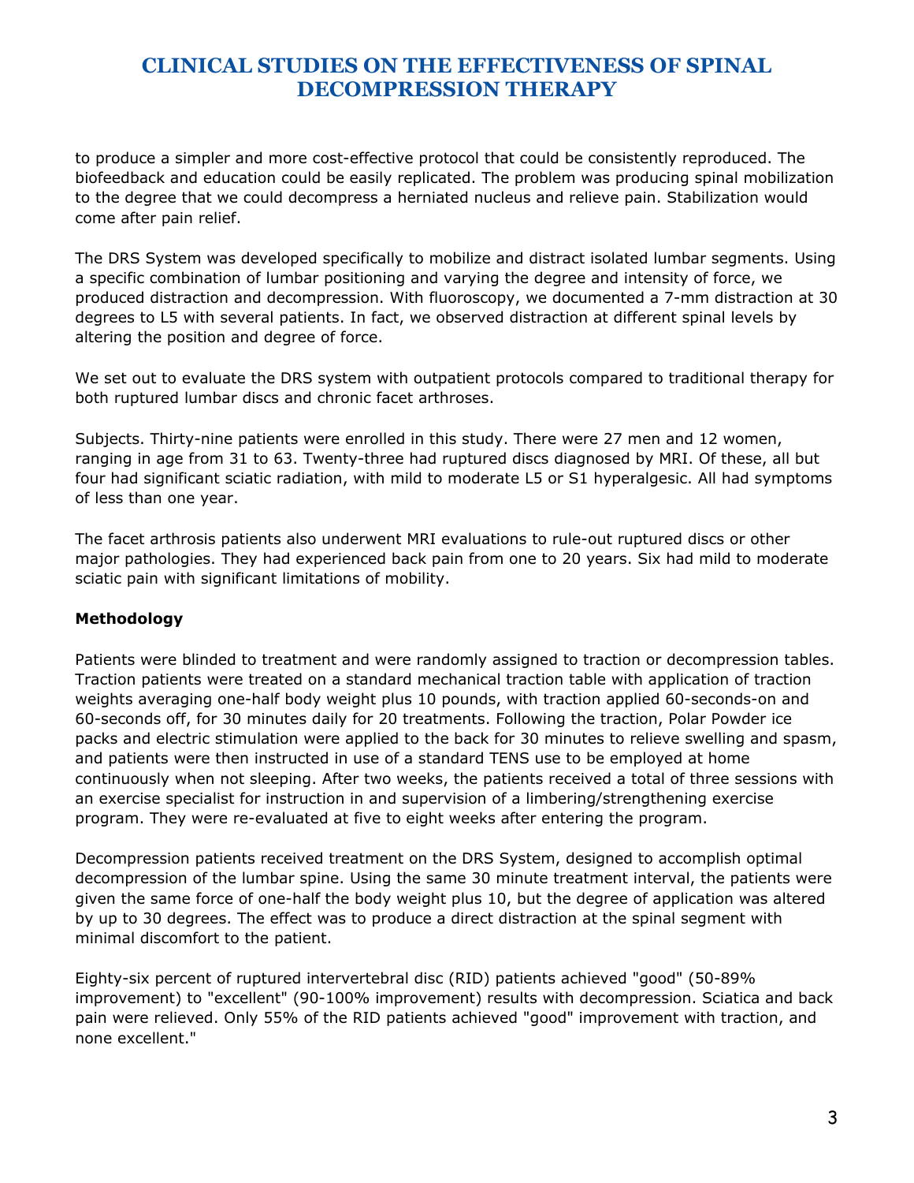to produce a simpler and more cost-effective protocol that could be consistently reproduced. The biofeedback and education could be easily replicated. The problem was producing spinal mobilization to the degree that we could decompress a herniated nucleus and relieve pain. Stabilization would come after pain relief.

The DRS System was developed specifically to mobilize and distract isolated lumbar segments. Using a specific combination of lumbar positioning and varying the degree and intensity of force, we produced distraction and decompression. With fluoroscopy, we documented a 7-mm distraction at 30 degrees to L5 with several patients. In fact, we observed distraction at different spinal levels by altering the position and degree of force.

We set out to evaluate the DRS system with outpatient protocols compared to traditional therapy for both ruptured lumbar discs and chronic facet arthroses.

Subjects. Thirty-nine patients were enrolled in this study. There were 27 men and 12 women, ranging in age from 31 to 63. Twenty-three had ruptured discs diagnosed by MRI. Of these, all but four had significant sciatic radiation, with mild to moderate L5 or S1 hyperalgesic. All had symptoms of less than one year.

The facet arthrosis patients also underwent MRI evaluations to rule-out ruptured discs or other major pathologies. They had experienced back pain from one to 20 years. Six had mild to moderate sciatic pain with significant limitations of mobility.

**Methodology**

Patients were blinded to treatment and were randomly assigned to traction or decompression tables. Traction patients were treated on a standard mechanical traction table with application of traction weights averaging one-half body weight plus 10 pounds, with traction applied 60-seconds-on and 60-seconds off, for 30 minutes daily for 20 treatments. Following the traction, Polar Powder ice packs and electric stimulation were applied to the back for 30 minutes to relieve swelling and spasm, and patients were then instructed in use of a standard TENS use to be employed at home continuously when not sleeping. After two weeks, the patients received a total of three sessions with an exercise specialist for instruction in and supervision of a limbering/strengthening exercise program. They were re-evaluated at five to eight weeks after entering the program.

Decompression patients received treatment on the DRS System, designed to accomplish optimal decompression of the lumbar spine. Using the same 30 minute treatment interval, the patients were given the same force of one-half the body weight plus 10, but the degree of application was altered by up to 30 degrees. The effect was to produce a direct distraction at the spinal segment with minimal discomfort to the patient.

Eighty-six percent of ruptured intervertebral disc (RID) patients achieved "good" (50-89% improvement) to "excellent" (90-100% improvement) results with decompression. Sciatica and back pain were relieved. Only 55% of the RID patients achieved "good" improvement with traction, and none excellent."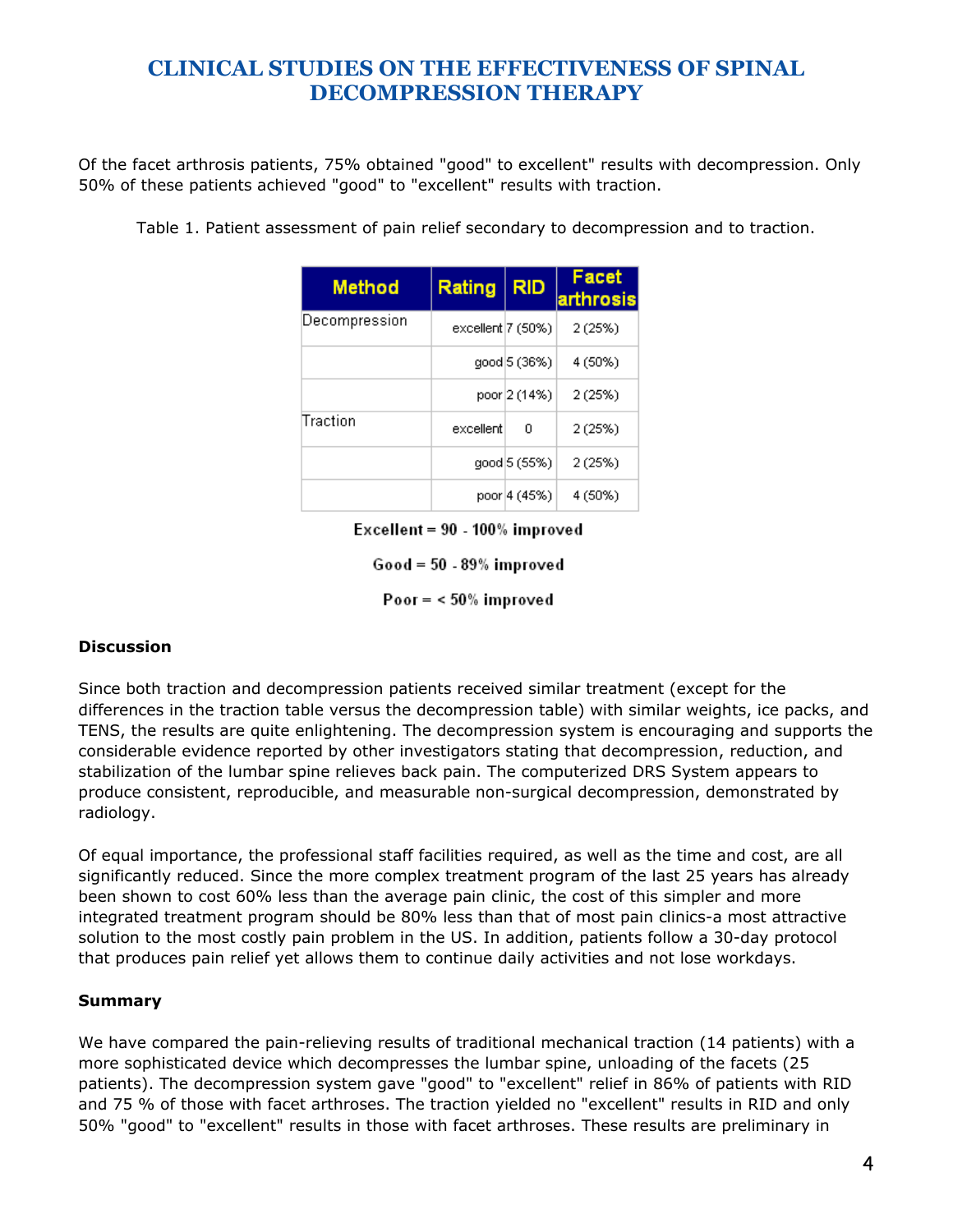# CLINICAL STUDIES ON THE EFFECTIVENESS OF SPINAL DECOMPRESSION THERAPY

Of the facet arthrosis patients, 75% obtained "good" to excellent" results with decompression. Only 50% of these patients achieved "good" to "excellent" results with traction.

Table 1. Patient assessment of pain relief secondary to decompression and to traction.

| Method | Rating | RID | Facet arthrosis |
|---|---|---|---|
| Decompression | excellent | 7 (50%) | 2 (25%) |
| | good | 5 (36%) | 4 (50%) |
| | poor | 2 (14%) | 2 (25%) |
| Traction | excellent | 0 | 2 (25%) |
| | good | 5 (55%) | 2 (25%) |
| | poor | 4 (45%) | 4 (50%) |

**Excellent = 90 - 100% improved**

**Good = 50 - 89% improved**

**Poor = < 50% improved**

**Discussion**

Since both traction and decompression patients received similar treatment (except for the differences in the traction table versus the decompression table) with similar weights, ice packs, and TENS, the results are quite enlightening. The decompression system is encouraging and supports the considerable evidence reported by other investigators stating that decompression, reduction, and stabilization of the lumbar spine relieves back pain. The computerized DRS System appears to produce consistent, reproducible, and measurable non-surgical decompression, demonstrated by radiology.

Of equal importance, the professional staff facilities required, as well as the time and cost, are all significantly reduced. Since the more complex treatment program of the last 25 years has already been shown to cost 60% less than the average pain clinic, the cost of this simpler and more integrated treatment program should be 80% less than that of most pain clinics-a most attractive solution to the most costly pain problem in the US. In addition, patients follow a 30-day protocol that produces pain relief yet allows them to continue daily activities and not lose workdays.

**Summary**

We have compared the pain-relieving results of traditional mechanical traction (14 patients) with a more sophisticated device which decompresses the lumbar spine, unloading of the facets (25 patients). The decompression system gave "good" to "excellent" relief in 86% of patients with RID and 75 % of those with facet arthroses. The traction yielded no "excellent" results in RID and only 50% "good" to "excellent" results in those with facet arthroses. These results are preliminary in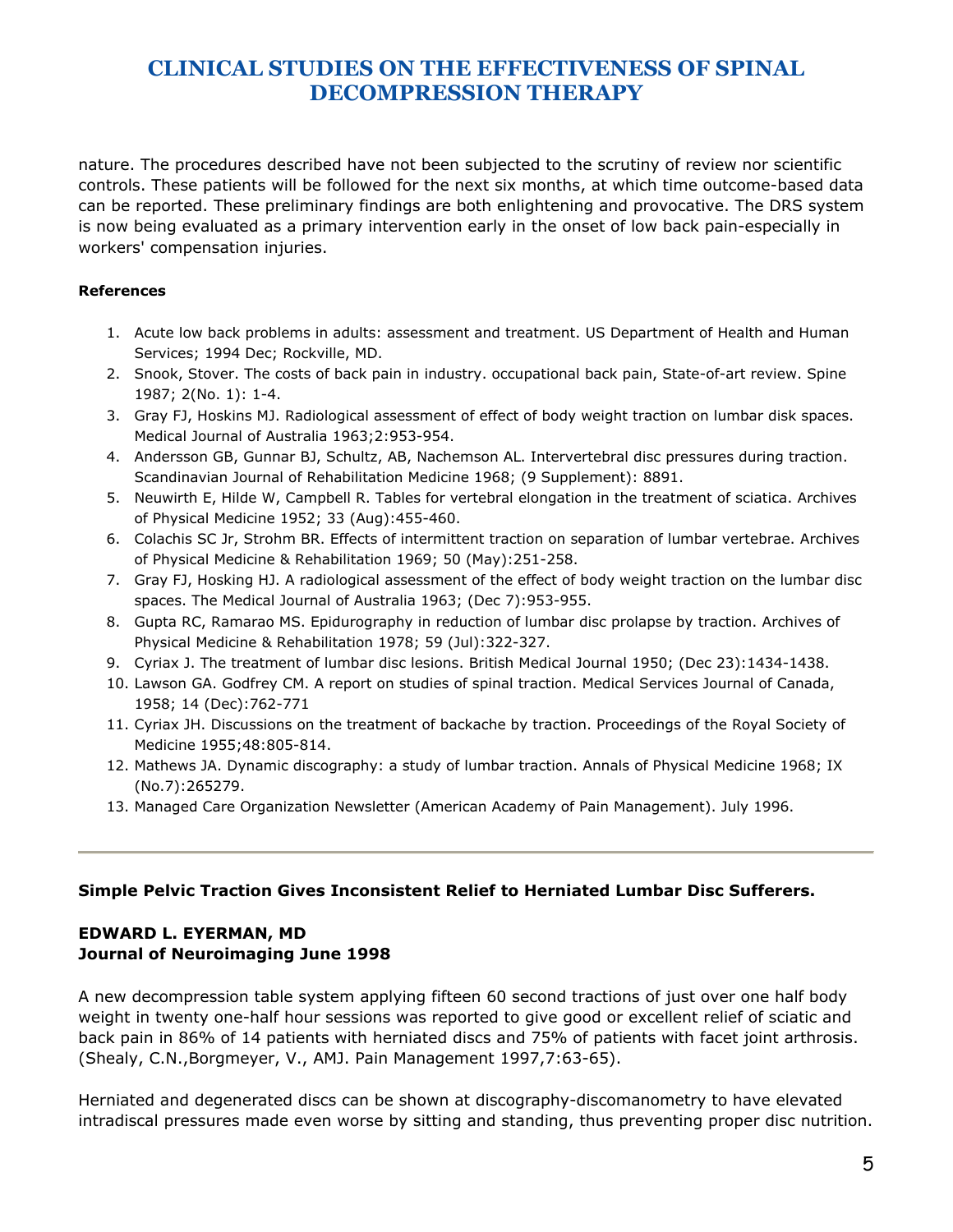nature. The procedures described have not been subjected to the scrutiny of review nor scientific controls. These patients will be followed for the next six months, at which time outcome-based data can be reported. These preliminary findings are both enlightening and provocative. The DRS system is now being evaluated as a primary intervention early in the onset of low back pain-especially in workers' compensation injuries.

**References**

1. Acute low back problems in adults: assessment and treatment. US Department of Health and Human Services; 1994 Dec; Rockville, MD.
2. Snook, Stover. The costs of back pain in industry. occupational back pain, State-of-art review. Spine 1987; 2(No. 1): 1-4.
3. Gray FJ, Hoskins MJ. Radiological assessment of effect of body weight traction on lumbar disk spaces. Medical Journal of Australia 1963;2:953-954.
4. Andersson GB, Gunnar BJ, Schultz, AB, Nachemson AL. Intervertebral disc pressures during traction. Scandinavian Journal of Rehabilitation Medicine 1968; (9 Supplement): 8891.
5. Neuwirth E, Hilde W, Campbell R. Tables for vertebral elongation in the treatment of sciatica. Archives of Physical Medicine 1952; 33 (Aug):455-460.
6. Colachis SC Jr, Strohm BR. Effects of intermittent traction on separation of lumbar vertebrae. Archives of Physical Medicine & Rehabilitation 1969; 50 (May):251-258.
7. Gray FJ, Hosking HJ. A radiological assessment of the effect of body weight traction on the lumbar disc spaces. The Medical Journal of Australia 1963; (Dec 7):953-955.
8. Gupta RC, Ramarao MS. Epidurography in reduction of lumbar disc prolapse by traction. Archives of Physical Medicine & Rehabilitation 1978; 59 (Jul):322-327.
9. Cyriax J. The treatment of lumbar disc lesions. British Medical Journal 1950; (Dec 23):1434-1438.
10. Lawson GA. Godfrey CM. A report on studies of spinal traction. Medical Services Journal of Canada, 1958; 14 (Dec):762-771
11. Cyriax JH. Discussions on the treatment of backache by traction. Proceedings of the Royal Society of Medicine 1955;48:805-814.
12. Mathews JA. Dynamic discography: a study of lumbar traction. Annals of Physical Medicine 1968; IX (No.7):265279.
13. Managed Care Organization Newsletter (American Academy of Pain Management). July 1996.

---

**Simple Pelvic Traction Gives Inconsistent Relief to Herniated Lumbar Disc Sufferers.**

**EDWARD L. EYERMAN, MD**
**Journal of Neuroimaging June 1998**

A new decompression table system applying fifteen 60 second tractions of just over one half body weight in twenty one-half hour sessions was reported to give good or excellent relief of sciatic and back pain in 86% of 14 patients with herniated discs and 75% of patients with facet joint arthrosis. (Shealy, C.N.,Borgmeyer, V., AMJ. Pain Management 1997,7:63-65).

Herniated and degenerated discs can be shown at discography-discomanometry to have elevated intradiscal pressures made even worse by sitting and standing, thus preventing proper disc nutrition.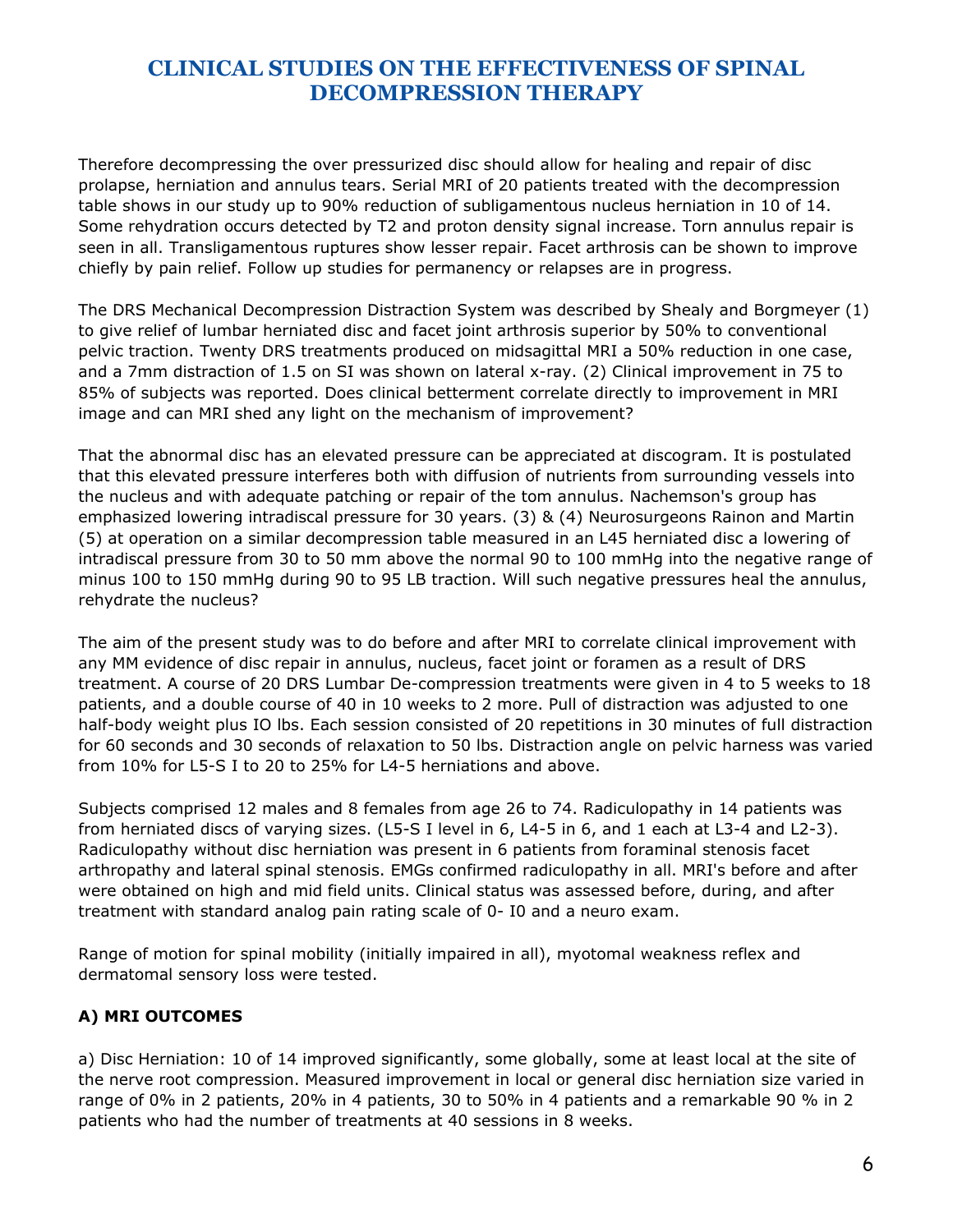# CLINICAL STUDIES ON THE EFFECTIVENESS OF SPINAL DECOMPRESSION THERAPY

Therefore decompressing the over pressurized disc should allow for healing and repair of disc prolapse, herniation and annulus tears. Serial MRI of 20 patients treated with the decompression table shows in our study up to 90% reduction of subligamentous nucleus herniation in 10 of 14. Some rehydration occurs detected by T2 and proton density signal increase. Torn annulus repair is seen in all. Transligamentous ruptures show lesser repair. Facet arthrosis can be shown to improve chiefly by pain relief. Follow up studies for permanency or relapses are in progress.

The DRS Mechanical Decompression Distraction System was described by Shealy and Borgmeyer (1) to give relief of lumbar herniated disc and facet joint arthrosis superior by 50% to conventional pelvic traction. Twenty DRS treatments produced on midsagittal MRI a 50% reduction in one case, and a 7mm distraction of 1.5 on SI was shown on lateral x-ray. (2) Clinical improvement in 75 to 85% of subjects was reported. Does clinical betterment correlate directly to improvement in MRI image and can MRI shed any light on the mechanism of improvement?

That the abnormal disc has an elevated pressure can be appreciated at discogram. It is postulated that this elevated pressure interferes both with diffusion of nutrients from surrounding vessels into the nucleus and with adequate patching or repair of the tom annulus. Nachemson's group has emphasized lowering intradiscal pressure for 30 years. (3) & (4) Neurosurgeons Rainon and Martin (5) at operation on a similar decompression table measured in an L45 herniated disc a lowering of intradiscal pressure from 30 to 50 mm above the normal 90 to 100 mmHg into the negative range of minus 100 to 150 mmHg during 90 to 95 LB traction. Will such negative pressures heal the annulus, rehydrate the nucleus?

The aim of the present study was to do before and after MRI to correlate clinical improvement with any MM evidence of disc repair in annulus, nucleus, facet joint or foramen as a result of DRS treatment. A course of 20 DRS Lumbar De-compression treatments were given in 4 to 5 weeks to 18 patients, and a double course of 40 in 10 weeks to 2 more. Pull of distraction was adjusted to one half-body weight plus IO lbs. Each session consisted of 20 repetitions in 30 minutes of full distraction for 60 seconds and 30 seconds of relaxation to 50 lbs. Distraction angle on pelvic harness was varied from 10% for L5-S I to 20 to 25% for L4-5 herniations and above.

Subjects comprised 12 males and 8 females from age 26 to 74. Radiculopathy in 14 patients was from herniated discs of varying sizes. (L5-S I level in 6, L4-5 in 6, and 1 each at L3-4 and L2-3). Radiculopathy without disc herniation was present in 6 patients from foraminal stenosis facet arthropathy and lateral spinal stenosis. EMGs confirmed radiculopathy in all. MRI's before and after were obtained on high and mid field units. Clinical status was assessed before, during, and after treatment with standard analog pain rating scale of 0- I0 and a neuro exam.

Range of motion for spinal mobility (initially impaired in all), myotomal weakness reflex and dermatomal sensory loss were tested.

**A) MRI OUTCOMES**

a) Disc Herniation: 10 of 14 improved significantly, some globally, some at least local at the site of the nerve root compression. Measured improvement in local or general disc herniation size varied in range of 0% in 2 patients, 20% in 4 patients, 30 to 50% in 4 patients and a remarkable 90 % in 2 patients who had the number of treatments at 40 sessions in 8 weeks.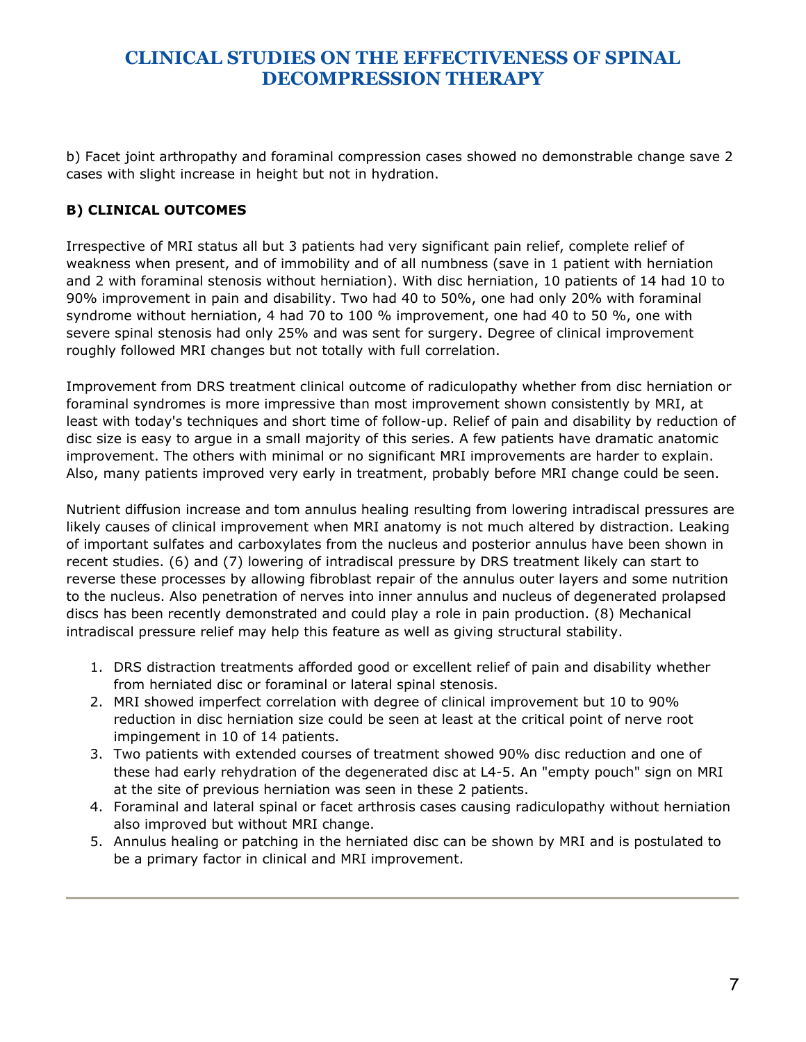b) Facet joint arthropathy and foraminal compression cases showed no demonstrable change save 2 cases with slight increase in height but not in hydration.

### B) CLINICAL OUTCOMES

Irrespective of MRI status all but 3 patients had very significant pain relief, complete relief of weakness when present, and of immobility and of all numbness (save in 1 patient with herniation and 2 with foraminal stenosis without herniation). With disc herniation, 10 patients of 14 had 10 to 90% improvement in pain and disability. Two had 40 to 50%, one had only 20% with foraminal syndrome without herniation, 4 had 70 to 100 % improvement, one had 40 to 50 %, one with severe spinal stenosis had only 25% and was sent for surgery. Degree of clinical improvement roughly followed MRI changes but not totally with full correlation.

Improvement from DRS treatment clinical outcome of radiculopathy whether from disc herniation or foraminal syndromes is more impressive than most improvement shown consistently by MRI, at least with today's techniques and short time of follow-up. Relief of pain and disability by reduction of disc size is easy to argue in a small majority of this series. A few patients have dramatic anatomic improvement. The others with minimal or no significant MRI improvements are harder to explain. Also, many patients improved very early in treatment, probably before MRI change could be seen.

Nutrient diffusion increase and tom annulus healing resulting from lowering intradiscal pressures are likely causes of clinical improvement when MRI anatomy is not much altered by distraction. Leaking of important sulfates and carboxylates from the nucleus and posterior annulus have been shown in recent studies. (6) and (7) lowering of intradiscal pressure by DRS treatment likely can start to reverse these processes by allowing fibroblast repair of the annulus outer layers and some nutrition to the nucleus. Also penetration of nerves into inner annulus and nucleus of degenerated prolapsed discs has been recently demonstrated and could play a role in pain production. (8) Mechanical intradiscal pressure relief may help this feature as well as giving structural stability.

1. DRS distraction treatments afforded good or excellent relief of pain and disability whether from herniated disc or foraminal or lateral spinal stenosis.
2. MRI showed imperfect correlation with degree of clinical improvement but 10 to 90% reduction in disc herniation size could be seen at least at the critical point of nerve root impingement in 10 of 14 patients.
3. Two patients with extended courses of treatment showed 90% disc reduction and one of these had early rehydration of the degenerated disc at L4-5. An "empty pouch" sign on MRI at the site of previous herniation was seen in these 2 patients.
4. Foraminal and lateral spinal or facet arthrosis cases causing radiculopathy without herniation also improved but without MRI change.
5. Annulus healing or patching in the herniated disc can be shown by MRI and is postulated to be a primary factor in clinical and MRI improvement.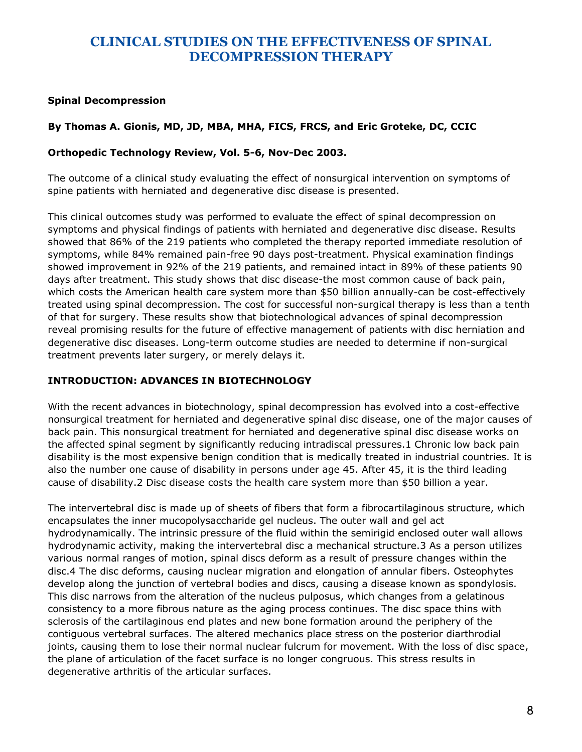# CLINICAL STUDIES ON THE EFFECTIVENESS OF SPINAL DECOMPRESSION THERAPY

**Spinal Decompression**

**By Thomas A. Gionis, MD, JD, MBA, MHA, FICS, FRCS, and Eric Groteke, DC, CCIC**

**Orthopedic Technology Review, Vol. 5-6, Nov-Dec 2003.**

The outcome of a clinical study evaluating the effect of nonsurgical intervention on symptoms of spine patients with herniated and degenerative disc disease is presented.

This clinical outcomes study was performed to evaluate the effect of spinal decompression on symptoms and physical findings of patients with herniated and degenerative disc disease. Results showed that 86% of the 219 patients who completed the therapy reported immediate resolution of symptoms, while 84% remained pain-free 90 days post-treatment. Physical examination findings showed improvement in 92% of the 219 patients, and remained intact in 89% of these patients 90 days after treatment. This study shows that disc disease-the most common cause of back pain, which costs the American health care system more than $50 billion annually-can be cost-effectively treated using spinal decompression. The cost for successful non-surgical therapy is less than a tenth of that for surgery. These results show that biotechnological advances of spinal decompression reveal promising results for the future of effective management of patients with disc herniation and degenerative disc diseases. Long-term outcome studies are needed to determine if non-surgical treatment prevents later surgery, or merely delays it.

## INTRODUCTION: ADVANCES IN BIOTECHNOLOGY

With the recent advances in biotechnology, spinal decompression has evolved into a cost-effective nonsurgical treatment for herniated and degenerative spinal disc disease, one of the major causes of back pain. This nonsurgical treatment for herniated and degenerative spinal disc disease works on the affected spinal segment by significantly reducing intradiscal pressures.[1] Chronic low back pain disability is the most expensive benign condition that is medically treated in industrial countries. It is also the number one cause of disability in persons under age 45. After 45, it is the third leading cause of disability.[2] Disc disease costs the health care system more than $50 billion a year.

The intervertebral disc is made up of sheets of fibers that form a fibrocartilaginous structure, which encapsulates the inner mucopolysaccharide gel nucleus. The outer wall and gel act hydrodynamically. The intrinsic pressure of the fluid within the semirigid enclosed outer wall allows hydrodynamic activity, making the intervertebral disc a mechanical structure.[3] As a person utilizes various normal ranges of motion, spinal discs deform as a result of pressure changes within the disc.[4] The disc deforms, causing nuclear migration and elongation of annular fibers. Osteophytes develop along the junction of vertebral bodies and discs, causing a disease known as spondylosis. This disc narrows from the alteration of the nucleus pulposus, which changes from a gelatinous consistency to a more fibrous nature as the aging process continues. The disc space thins with sclerosis of the cartilaginous end plates and new bone formation around the periphery of the contiguous vertebral surfaces. The altered mechanics place stress on the posterior diarthrodial joints, causing them to lose their normal nuclear fulcrum for movement. With the loss of disc space, the plane of articulation of the facet surface is no longer congruous. This stress results in degenerative arthritis of the articular surfaces.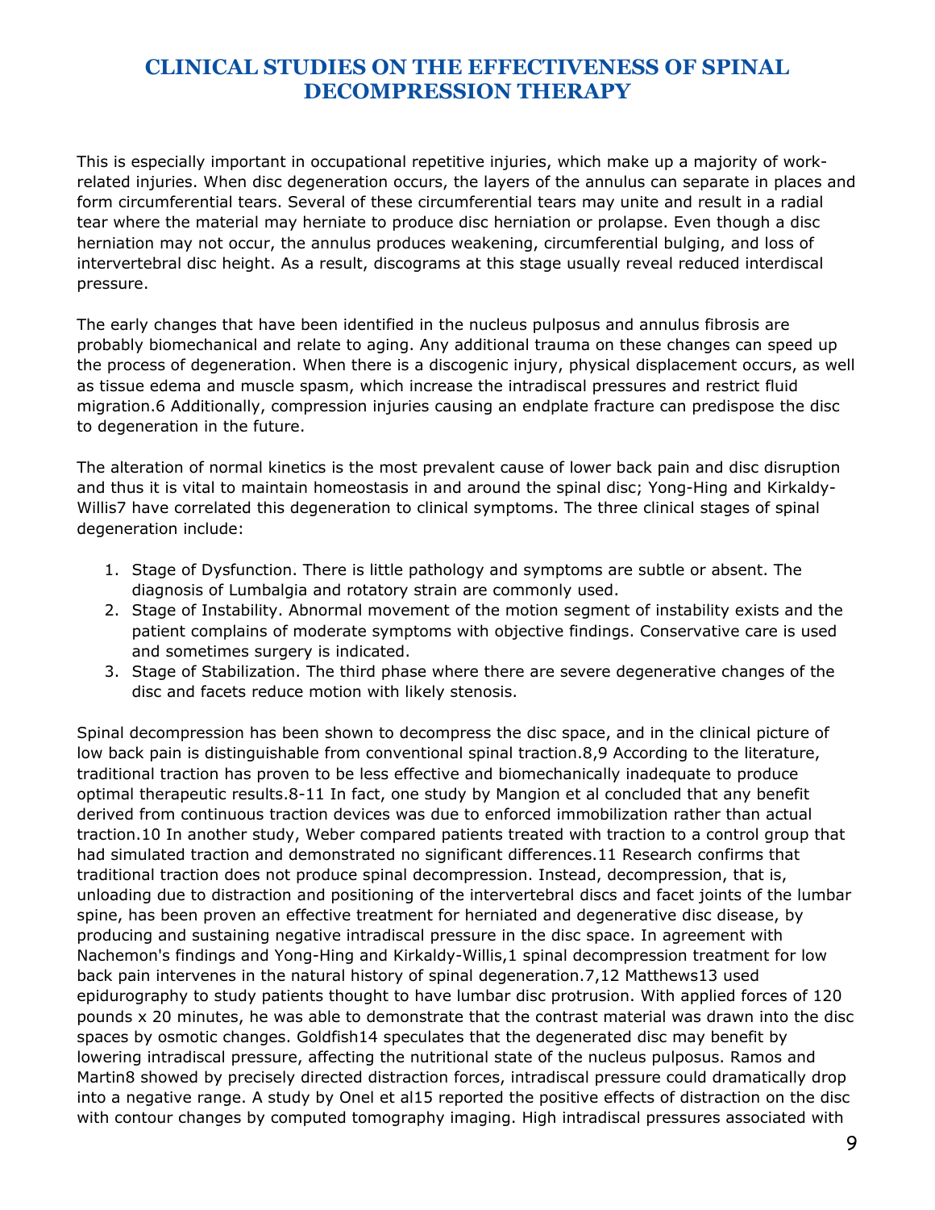# CLINICAL STUDIES ON THE EFFECTIVENESS OF SPINAL DECOMPRESSION THERAPY

This is especially important in occupational repetitive injuries, which make up a majority of work-related injuries. When disc degeneration occurs, the layers of the annulus can separate in places and form circumferential tears. Several of these circumferential tears may unite and result in a radial tear where the material may herniate to produce disc herniation or prolapse. Even though a disc herniation may not occur, the annulus produces weakening, circumferential bulging, and loss of intervertebral disc height. As a result, discograms at this stage usually reveal reduced interdiscal pressure.

The early changes that have been identified in the nucleus pulposus and annulus fibrosis are probably biomechanical and relate to aging. Any additional trauma on these changes can speed up the process of degeneration. When there is a discogenic injury, physical displacement occurs, as well as tissue edema and muscle spasm, which increase the intradiscal pressures and restrict fluid migration.[6] Additionally, compression injuries causing an endplate fracture can predispose the disc to degeneration in the future.

The alteration of normal kinetics is the most prevalent cause of lower back pain and disc disruption and thus it is vital to maintain homeostasis in and around the spinal disc; Yong-Hing and Kirkaldy-Willis[7] have correlated this degeneration to clinical symptoms. The three clinical stages of spinal degeneration include:

1. Stage of Dysfunction. There is little pathology and symptoms are subtle or absent. The diagnosis of Lumbalgia and rotatory strain are commonly used.
2. Stage of Instability. Abnormal movement of the motion segment of instability exists and the patient complains of moderate symptoms with objective findings. Conservative care is used and sometimes surgery is indicated.
3. Stage of Stabilization. The third phase where there are severe degenerative changes of the disc and facets reduce motion with likely stenosis.

Spinal decompression has been shown to decompress the disc space, and in the clinical picture of low back pain is distinguishable from conventional spinal traction.[8,9] According to the literature, traditional traction has proven to be less effective and biomechanically inadequate to produce optimal therapeutic results.[8-11] In fact, one study by Mangion et al concluded that any benefit derived from continuous traction devices was due to enforced immobilization rather than actual traction.[10] In another study, Weber compared patients treated with traction to a control group that had simulated traction and demonstrated no significant differences.[11] Research confirms that traditional traction does not produce spinal decompression. Instead, decompression, that is, unloading due to distraction and positioning of the intervertebral discs and facet joints of the lumbar spine, has been proven an effective treatment for herniated and degenerative disc disease, by producing and sustaining negative intradiscal pressure in the disc space. In agreement with Nachemon's findings and Yong-Hing and Kirkaldy-Willis,[1] spinal decompression treatment for low back pain intervenes in the natural history of spinal degeneration.[7,12] Matthews[13] used epidurography to study patients thought to have lumbar disc protrusion. With applied forces of 120 pounds x 20 minutes, he was able to demonstrate that the contrast material was drawn into the disc spaces by osmotic changes. Goldfish[14] speculates that the degenerated disc may benefit by lowering intradiscal pressure, affecting the nutritional state of the nucleus pulposus. Ramos and Martin[8] showed by precisely directed distraction forces, intradiscal pressure could dramatically drop into a negative range. A study by Onel et al[15] reported the positive effects of distraction on the disc with contour changes by computed tomography imaging. High intradiscal pressures associated with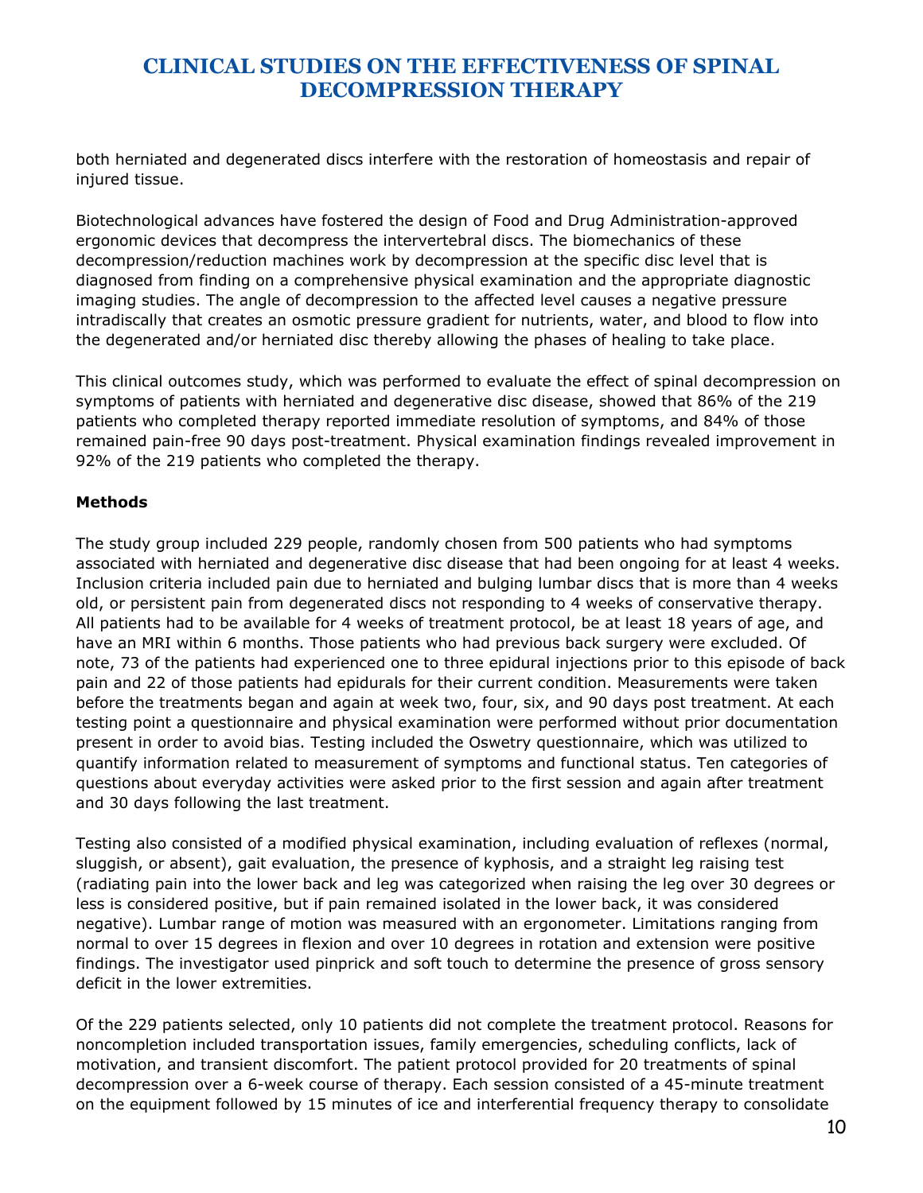both herniated and degenerated discs interfere with the restoration of homeostasis and repair of injured tissue.

Biotechnological advances have fostered the design of Food and Drug Administration-approved ergonomic devices that decompress the intervertebral discs. The biomechanics of these decompression/reduction machines work by decompression at the specific disc level that is diagnosed from finding on a comprehensive physical examination and the appropriate diagnostic imaging studies. The angle of decompression to the affected level causes a negative pressure intradiscally that creates an osmotic pressure gradient for nutrients, water, and blood to flow into the degenerated and/or herniated disc thereby allowing the phases of healing to take place.

This clinical outcomes study, which was performed to evaluate the effect of spinal decompression on symptoms of patients with herniated and degenerative disc disease, showed that 86% of the 219 patients who completed therapy reported immediate resolution of symptoms, and 84% of those remained pain-free 90 days post-treatment. Physical examination findings revealed improvement in 92% of the 219 patients who completed the therapy.

**Methods**

The study group included 229 people, randomly chosen from 500 patients who had symptoms associated with herniated and degenerative disc disease that had been ongoing for at least 4 weeks. Inclusion criteria included pain due to herniated and bulging lumbar discs that is more than 4 weeks old, or persistent pain from degenerated discs not responding to 4 weeks of conservative therapy. All patients had to be available for 4 weeks of treatment protocol, be at least 18 years of age, and have an MRI within 6 months. Those patients who had previous back surgery were excluded. Of note, 73 of the patients had experienced one to three epidural injections prior to this episode of back pain and 22 of those patients had epidurals for their current condition. Measurements were taken before the treatments began and again at week two, four, six, and 90 days post treatment. At each testing point a questionnaire and physical examination were performed without prior documentation present in order to avoid bias. Testing included the Oswetry questionnaire, which was utilized to quantify information related to measurement of symptoms and functional status. Ten categories of questions about everyday activities were asked prior to the first session and again after treatment and 30 days following the last treatment.

Testing also consisted of a modified physical examination, including evaluation of reflexes (normal, sluggish, or absent), gait evaluation, the presence of kyphosis, and a straight leg raising test (radiating pain into the lower back and leg was categorized when raising the leg over 30 degrees or less is considered positive, but if pain remained isolated in the lower back, it was considered negative). Lumbar range of motion was measured with an ergonometer. Limitations ranging from normal to over 15 degrees in flexion and over 10 degrees in rotation and extension were positive findings. The investigator used pinprick and soft touch to determine the presence of gross sensory deficit in the lower extremities.

Of the 229 patients selected, only 10 patients did not complete the treatment protocol. Reasons for noncompletion included transportation issues, family emergencies, scheduling conflicts, lack of motivation, and transient discomfort. The patient protocol provided for 20 treatments of spinal decompression over a 6-week course of therapy. Each session consisted of a 45-minute treatment on the equipment followed by 15 minutes of ice and interferential frequency therapy to consolidate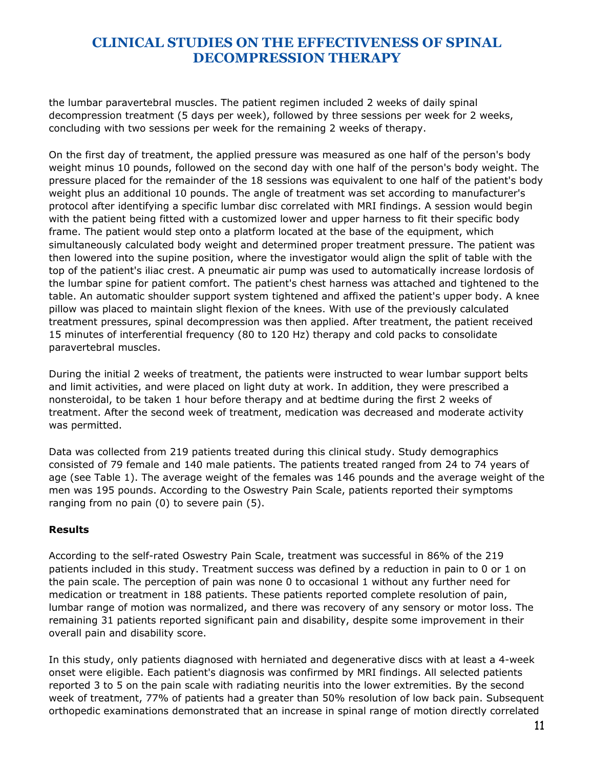the lumbar paravertebral muscles. The patient regimen included 2 weeks of daily spinal decompression treatment (5 days per week), followed by three sessions per week for 2 weeks, concluding with two sessions per week for the remaining 2 weeks of therapy.

On the first day of treatment, the applied pressure was measured as one half of the person's body weight minus 10 pounds, followed on the second day with one half of the person's body weight. The pressure placed for the remainder of the 18 sessions was equivalent to one half of the patient's body weight plus an additional 10 pounds. The angle of treatment was set according to manufacturer's protocol after identifying a specific lumbar disc correlated with MRI findings. A session would begin with the patient being fitted with a customized lower and upper harness to fit their specific body frame. The patient would step onto a platform located at the base of the equipment, which simultaneously calculated body weight and determined proper treatment pressure. The patient was then lowered into the supine position, where the investigator would align the split of table with the top of the patient's iliac crest. A pneumatic air pump was used to automatically increase lordosis of the lumbar spine for patient comfort. The patient's chest harness was attached and tightened to the table. An automatic shoulder support system tightened and affixed the patient's upper body. A knee pillow was placed to maintain slight flexion of the knees. With use of the previously calculated treatment pressures, spinal decompression was then applied. After treatment, the patient received 15 minutes of interferential frequency (80 to 120 Hz) therapy and cold packs to consolidate paravertebral muscles.

During the initial 2 weeks of treatment, the patients were instructed to wear lumbar support belts and limit activities, and were placed on light duty at work. In addition, they were prescribed a nonsteroidal, to be taken 1 hour before therapy and at bedtime during the first 2 weeks of treatment. After the second week of treatment, medication was decreased and moderate activity was permitted.

Data was collected from 219 patients treated during this clinical study. Study demographics consisted of 79 female and 140 male patients. The patients treated ranged from 24 to 74 years of age (see Table 1). The average weight of the females was 146 pounds and the average weight of the men was 195 pounds. According to the Oswestry Pain Scale, patients reported their symptoms ranging from no pain (0) to severe pain (5).

**Results**

According to the self-rated Oswestry Pain Scale, treatment was successful in 86% of the 219 patients included in this study. Treatment success was defined by a reduction in pain to 0 or 1 on the pain scale. The perception of pain was none 0 to occasional 1 without any further need for medication or treatment in 188 patients. These patients reported complete resolution of pain, lumbar range of motion was normalized, and there was recovery of any sensory or motor loss. The remaining 31 patients reported significant pain and disability, despite some improvement in their overall pain and disability score.

In this study, only patients diagnosed with herniated and degenerative discs with at least a 4-week onset were eligible. Each patient's diagnosis was confirmed by MRI findings. All selected patients reported 3 to 5 on the pain scale with radiating neuritis into the lower extremities. By the second week of treatment, 77% of patients had a greater than 50% resolution of low back pain. Subsequent orthopedic examinations demonstrated that an increase in spinal range of motion directly correlated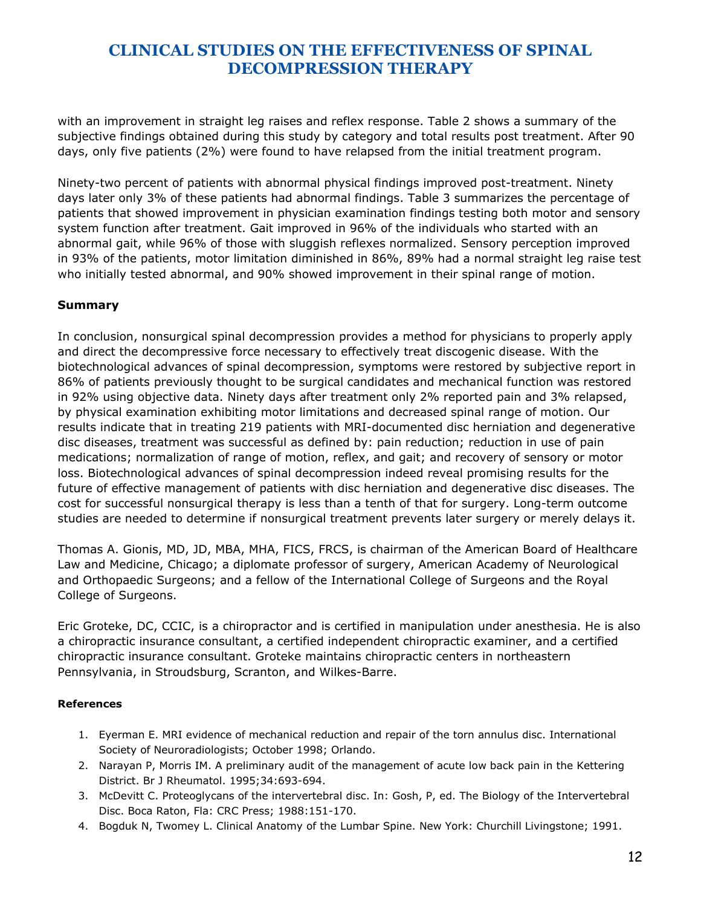with an improvement in straight leg raises and reflex response. Table 2 shows a summary of the subjective findings obtained during this study by category and total results post treatment. After 90 days, only five patients (2%) were found to have relapsed from the initial treatment program.

Ninety-two percent of patients with abnormal physical findings improved post-treatment. Ninety days later only 3% of these patients had abnormal findings. Table 3 summarizes the percentage of patients that showed improvement in physician examination findings testing both motor and sensory system function after treatment. Gait improved in 96% of the individuals who started with an abnormal gait, while 96% of those with sluggish reflexes normalized. Sensory perception improved in 93% of the patients, motor limitation diminished in 86%, 89% had a normal straight leg raise test who initially tested abnormal, and 90% showed improvement in their spinal range of motion.

**Summary**

In conclusion, nonsurgical spinal decompression provides a method for physicians to properly apply and direct the decompressive force necessary to effectively treat discogenic disease. With the biotechnological advances of spinal decompression, symptoms were restored by subjective report in 86% of patients previously thought to be surgical candidates and mechanical function was restored in 92% using objective data. Ninety days after treatment only 2% reported pain and 3% relapsed, by physical examination exhibiting motor limitations and decreased spinal range of motion. Our results indicate that in treating 219 patients with MRI-documented disc herniation and degenerative disc diseases, treatment was successful as defined by: pain reduction; reduction in use of pain medications; normalization of range of motion, reflex, and gait; and recovery of sensory or motor loss. Biotechnological advances of spinal decompression indeed reveal promising results for the future of effective management of patients with disc herniation and degenerative disc diseases. The cost for successful nonsurgical therapy is less than a tenth of that for surgery. Long-term outcome studies are needed to determine if nonsurgical treatment prevents later surgery or merely delays it.

Thomas A. Gionis, MD, JD, MBA, MHA, FICS, FRCS, is chairman of the American Board of Healthcare Law and Medicine, Chicago; a diplomate professor of surgery, American Academy of Neurological and Orthopaedic Surgeons; and a fellow of the International College of Surgeons and the Royal College of Surgeons.

Eric Groteke, DC, CCIC, is a chiropractor and is certified in manipulation under anesthesia. He is also a chiropractic insurance consultant, a certified independent chiropractic examiner, and a certified chiropractic insurance consultant. Groteke maintains chiropractic centers in northeastern Pennsylvania, in Stroudsburg, Scranton, and Wilkes-Barre.

**References**

1. Eyerman E. MRI evidence of mechanical reduction and repair of the torn annulus disc. International Society of Neuroradiologists; October 1998; Orlando.
2. Narayan P, Morris IM. A preliminary audit of the management of acute low back pain in the Kettering District. Br J Rheumatol. 1995;34:693-694.
3. McDevitt C. Proteoglycans of the intervertebral disc. In: Gosh, P, ed. The Biology of the Intervertebral Disc. Boca Raton, Fla: CRC Press; 1988:151-170.
4. Bogduk N, Twomey L. Clinical Anatomy of the Lumbar Spine. New York: Churchill Livingstone; 1991.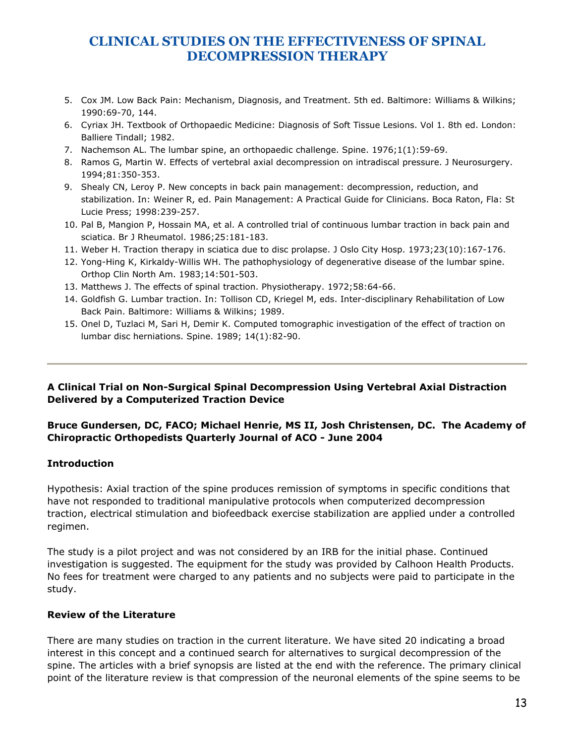5. Cox JM. Low Back Pain: Mechanism, Diagnosis, and Treatment. 5th ed. Baltimore: Williams & Wilkins; 1990:69-70, 144.
6. Cyriax JH. Textbook of Orthopaedic Medicine: Diagnosis of Soft Tissue Lesions. Vol 1. 8th ed. London: Balliere Tindall; 1982.
7. Nachemson AL. The lumbar spine, an orthopaedic challenge. Spine. 1976;1(1):59-69.
8. Ramos G, Martin W. Effects of vertebral axial decompression on intradiscal pressure. J Neurosurgery. 1994;81:350-353.
9. Shealy CN, Leroy P. New concepts in back pain management: decompression, reduction, and stabilization. In: Weiner R, ed. Pain Management: A Practical Guide for Clinicians. Boca Raton, Fla: St Lucie Press; 1998:239-257.
10. Pal B, Mangion P, Hossain MA, et al. A controlled trial of continuous lumbar traction in back pain and sciatica. Br J Rheumatol. 1986;25:181-183.
11. Weber H. Traction therapy in sciatica due to disc prolapse. J Oslo City Hosp. 1973;23(10):167-176.
12. Yong-Hing K, Kirkaldy-Willis WH. The pathophysiology of degenerative disease of the lumbar spine. Orthop Clin North Am. 1983;14:501-503.
13. Matthews J. The effects of spinal traction. Physiotherapy. 1972;58:64-66.
14. Goldfish G. Lumbar traction. In: Tollison CD, Kriegel M, eds. Inter-disciplinary Rehabilitation of Low Back Pain. Baltimore: Williams & Wilkins; 1989.
15. Onel D, Tuzlaci M, Sari H, Demir K. Computed tomographic investigation of the effect of traction on lumbar disc herniations. Spine. 1989; 14(1):82-90.

---

## A Clinical Trial on Non-Surgical Spinal Decompression Using Vertebral Axial Distraction Delivered by a Computerized Traction Device

**Bruce Gundersen, DC, FACO; Michael Henrie, MS II, Josh Christensen, DC. The Academy of Chiropractic Orthopedists Quarterly Journal of ACO - June 2004**

### Introduction

Hypothesis: Axial traction of the spine produces remission of symptoms in specific conditions that have not responded to traditional manipulative protocols when computerized decompression traction, electrical stimulation and biofeedback exercise stabilization are applied under a controlled regimen.

The study is a pilot project and was not considered by an IRB for the initial phase. Continued investigation is suggested. The equipment for the study was provided by Calhoon Health Products. No fees for treatment were charged to any patients and no subjects were paid to participate in the study.

### Review of the Literature

There are many studies on traction in the current literature. We have sited 20 indicating a broad interest in this concept and a continued search for alternatives to surgical decompression of the spine. The articles with a brief synopsis are listed at the end with the reference. The primary clinical point of the literature review is that compression of the neuronal elements of the spine seems to be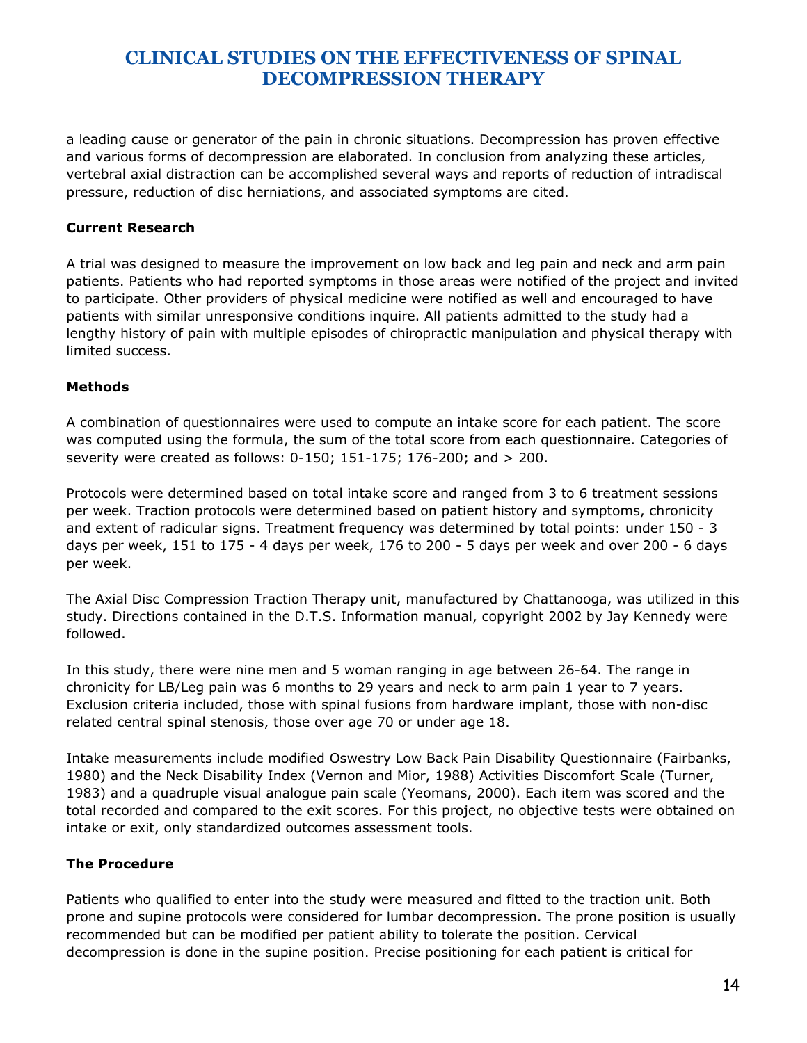a leading cause or generator of the pain in chronic situations. Decompression has proven effective and various forms of decompression are elaborated. In conclusion from analyzing these articles, vertebral axial distraction can be accomplished several ways and reports of reduction of intradiscal pressure, reduction of disc herniations, and associated symptoms are cited.

### Current Research

A trial was designed to measure the improvement on low back and leg pain and neck and arm pain patients. Patients who had reported symptoms in those areas were notified of the project and invited to participate. Other providers of physical medicine were notified as well and encouraged to have patients with similar unresponsive conditions inquire. All patients admitted to the study had a lengthy history of pain with multiple episodes of chiropractic manipulation and physical therapy with limited success.

### Methods

A combination of questionnaires were used to compute an intake score for each patient. The score was computed using the formula, the sum of the total score from each questionnaire. Categories of severity were created as follows: 0-150; 151-175; 176-200; and > 200.

Protocols were determined based on total intake score and ranged from 3 to 6 treatment sessions per week. Traction protocols were determined based on patient history and symptoms, chronicity and extent of radicular signs. Treatment frequency was determined by total points: under 150 - 3 days per week, 151 to 175 - 4 days per week, 176 to 200 - 5 days per week and over 200 - 6 days per week.

The Axial Disc Compression Traction Therapy unit, manufactured by Chattanooga, was utilized in this study. Directions contained in the D.T.S. Information manual, copyright 2002 by Jay Kennedy were followed.

In this study, there were nine men and 5 woman ranging in age between 26-64. The range in chronicity for LB/Leg pain was 6 months to 29 years and neck to arm pain 1 year to 7 years. Exclusion criteria included, those with spinal fusions from hardware implant, those with non-disc related central spinal stenosis, those over age 70 or under age 18.

Intake measurements include modified Oswestry Low Back Pain Disability Questionnaire (Fairbanks, 1980) and the Neck Disability Index (Vernon and Mior, 1988) Activities Discomfort Scale (Turner, 1983) and a quadruple visual analogue pain scale (Yeomans, 2000). Each item was scored and the total recorded and compared to the exit scores. For this project, no objective tests were obtained on intake or exit, only standardized outcomes assessment tools.

### The Procedure

Patients who qualified to enter into the study were measured and fitted to the traction unit. Both prone and supine protocols were considered for lumbar decompression. The prone position is usually recommended but can be modified per patient ability to tolerate the position. Cervical decompression is done in the supine position. Precise positioning for each patient is critical for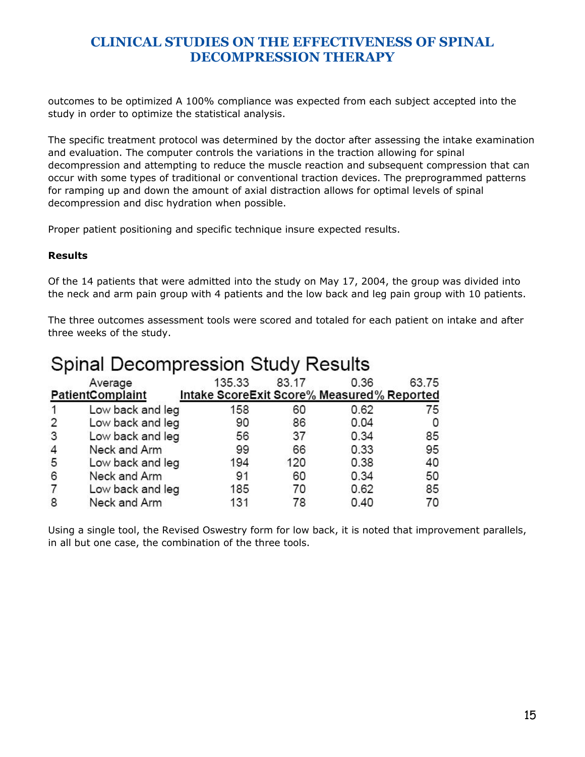outcomes to be optimized A 100% compliance was expected from each subject accepted into the study in order to optimize the statistical analysis.

The specific treatment protocol was determined by the doctor after assessing the intake examination and evaluation. The computer controls the variations in the traction allowing for spinal decompression and attempting to reduce the muscle reaction and subsequent compression that can occur with some types of traditional or conventional traction devices. The preprogrammed patterns for ramping up and down the amount of axial distraction allows for optimal levels of spinal decompression and disc hydration when possible.

Proper patient positioning and specific technique insure expected results.

**Results**

Of the 14 patients that were admitted into the study on May 17, 2004, the group was divided into the neck and arm pain group with 4 patients and the low back and leg pain group with 10 patients.

The three outcomes assessment tools were scored and totaled for each patient on intake and after three weeks of the study.

## Spinal Decompression Study Results

| Patient | Complaint | Intake Score | Exit Score | % Measured | % Reported |
|---|---|---|---|---|---|
| | Average | 135.33 | 83.17 | 0.36 | 63.75 |
| 1 | Low back and leg | 158 | 60 | 0.62 | 75 |
| 2 | Low back and leg | 90 | 86 | 0.04 | 0 |
| 3 | Low back and leg | 56 | 37 | 0.34 | 85 |
| 4 | Neck and Arm | 99 | 66 | 0.33 | 95 |
| 5 | Low back and leg | 194 | 120 | 0.38 | 40 |
| 6 | Neck and Arm | 91 | 60 | 0.34 | 50 |
| 7 | Low back and leg | 185 | 70 | 0.62 | 85 |
| 8 | Neck and Arm | 131 | 78 | 0.40 | 70 |

Using a single tool, the Revised Oswestry form for low back, it is noted that improvement parallels, in all but one case, the combination of the three tools.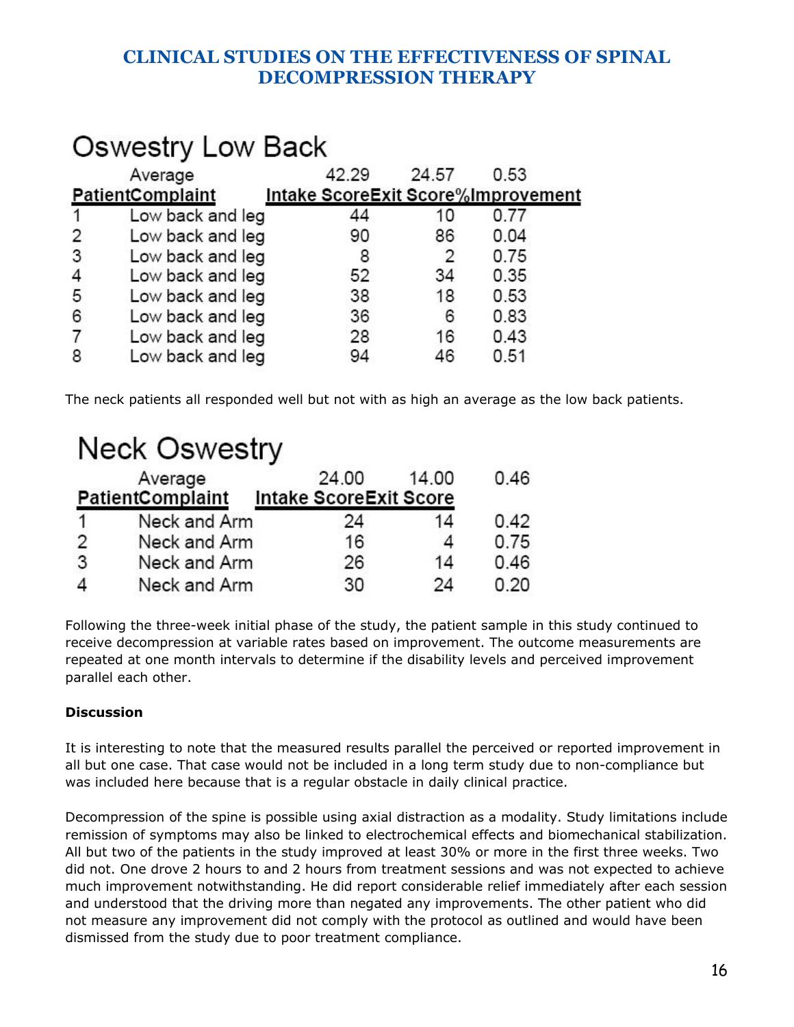## CLINICAL STUDIES ON THE EFFECTIVENESS OF SPINAL DECOMPRESSION THERAPY

### Oswestry Low Back

| Patient | Complaint | Intake Score | Exit Score | %Improvement |
|---|---|---|---|---|
| | Average | 42.29 | 24.57 | 0.53 |
| 1 | Low back and leg | 44 | 10 | 0.77 |
| 2 | Low back and leg | 90 | 86 | 0.04 |
| 3 | Low back and leg | 8 | 2 | 0.75 |
| 4 | Low back and leg | 52 | 34 | 0.35 |
| 5 | Low back and leg | 38 | 18 | 0.53 |
| 6 | Low back and leg | 36 | 6 | 0.83 |
| 7 | Low back and leg | 28 | 16 | 0.43 |
| 8 | Low back and leg | 94 | 46 | 0.51 |

The neck patients all responded well but not with as high an average as the low back patients.

### Neck Oswestry

| Patient | Complaint | Intake Score | Exit Score | |
|---|---|---|---|---|
| | Average | 24.00 | 14.00 | 0.46 |
| 1 | Neck and Arm | 24 | 14 | 0.42 |
| 2 | Neck and Arm | 16 | 4 | 0.75 |
| 3 | Neck and Arm | 26 | 14 | 0.46 |
| 4 | Neck and Arm | 30 | 24 | 0.20 |

Following the three-week initial phase of the study, the patient sample in this study continued to receive decompression at variable rates based on improvement. The outcome measurements are repeated at one month intervals to determine if the disability levels and perceived improvement parallel each other.

**Discussion**

It is interesting to note that the measured results parallel the perceived or reported improvement in all but one case. That case would not be included in a long term study due to non-compliance but was included here because that is a regular obstacle in daily clinical practice.

Decompression of the spine is possible using axial distraction as a modality. Study limitations include remission of symptoms may also be linked to electrochemical effects and biomechanical stabilization. All but two of the patients in the study improved at least 30% or more in the first three weeks. Two did not. One drove 2 hours to and 2 hours from treatment sessions and was not expected to achieve much improvement notwithstanding. He did report considerable relief immediately after each session and understood that the driving more than negated any improvements. The other patient who did not measure any improvement did not comply with the protocol as outlined and would have been dismissed from the study due to poor treatment compliance.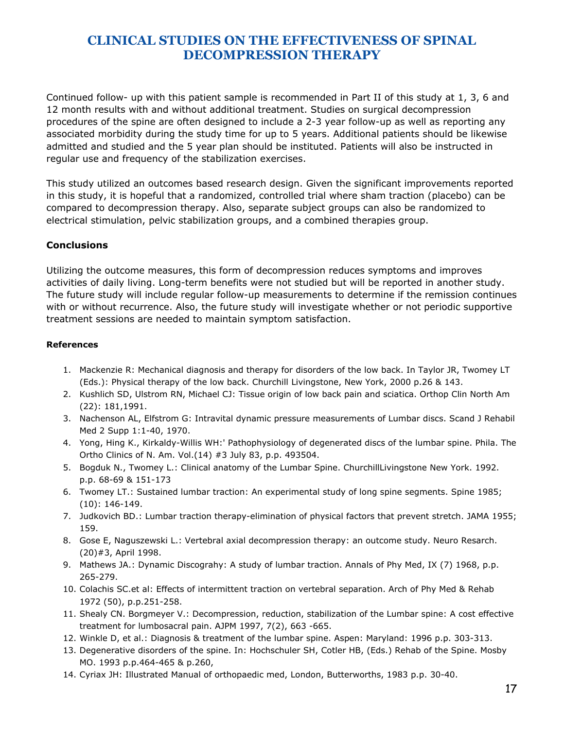# CLINICAL STUDIES ON THE EFFECTIVENESS OF SPINAL DECOMPRESSION THERAPY

Continued follow- up with this patient sample is recommended in Part II of this study at 1, 3, 6 and 12 month results with and without additional treatment. Studies on surgical decompression procedures of the spine are often designed to include a 2-3 year follow-up as well as reporting any associated morbidity during the study time for up to 5 years. Additional patients should be likewise admitted and studied and the 5 year plan should be instituted. Patients will also be instructed in regular use and frequency of the stabilization exercises.

This study utilized an outcomes based research design. Given the significant improvements reported in this study, it is hopeful that a randomized, controlled trial where sham traction (placebo) can be compared to decompression therapy. Also, separate subject groups can also be randomized to electrical stimulation, pelvic stabilization groups, and a combined therapies group.

### Conclusions

Utilizing the outcome measures, this form of decompression reduces symptoms and improves activities of daily living. Long-term benefits were not studied but will be reported in another study. The future study will include regular follow-up measurements to determine if the remission continues with or without recurrence. Also, the future study will investigate whether or not periodic supportive treatment sessions are needed to maintain symptom satisfaction.

#### References

1. Mackenzie R: Mechanical diagnosis and therapy for disorders of the low back. In Taylor JR, Twomey LT (Eds.): Physical therapy of the low back. Churchill Livingstone, New York, 2000 p.26 & 143.
2. Kushlich SD, Ulstrom RN, Michael CJ: Tissue origin of low back pain and sciatica. Orthop Clin North Am (22): 181,1991.
3. Nachenson AL, Elfstrom G: Intravital dynamic pressure measurements of Lumbar discs. Scand J Rehabil Med 2 Supp 1:1-40, 1970.
4. Yong, Hing K., Kirkaldy-Willis WH:' Pathophysiology of degenerated discs of the lumbar spine. Phila. The Ortho Clinics of N. Am. Vol.(14) #3 July 83, p.p. 493504.
5. Bogduk N., Twomey L.: Clinical anatomy of the Lumbar Spine. ChurchillLivingstone New York. 1992. p.p. 68-69 & 151-173
6. Twomey LT.: Sustained lumbar traction: An experimental study of long spine segments. Spine 1985; (10): 146-149.
7. Judkovich BD.: Lumbar traction therapy-elimination of physical factors that prevent stretch. JAMA 1955; 159.
8. Gose E, Naguszewski L.: Vertebral axial decompression therapy: an outcome study. Neuro Resarch. (20)#3, April 1998.
9. Mathews JA.: Dynamic Discograhy: A study of lumbar traction. Annals of Phy Med, IX (7) 1968, p.p. 265-279.
10. Colachis SC.et al: Effects of intermittent traction on vertebral separation. Arch of Phy Med & Rehab 1972 (50), p.p.251-258.
11. Shealy CN. Borgmeyer V.: Decompression, reduction, stabilization of the Lumbar spine: A cost effective treatment for lumbosacral pain. AJPM 1997, 7(2), 663 -665.
12. Winkle D, et al.: Diagnosis & treatment of the lumbar spine. Aspen: Maryland: 1996 p.p. 303-313.
13. Degenerative disorders of the spine. In: Hochschuler SH, Cotler HB, (Eds.) Rehab of the Spine. Mosby MO. 1993 p.p.464-465 & p.260,
14. Cyriax JH: Illustrated Manual of orthopaedic med, London, Butterworths, 1983 p.p. 30-40.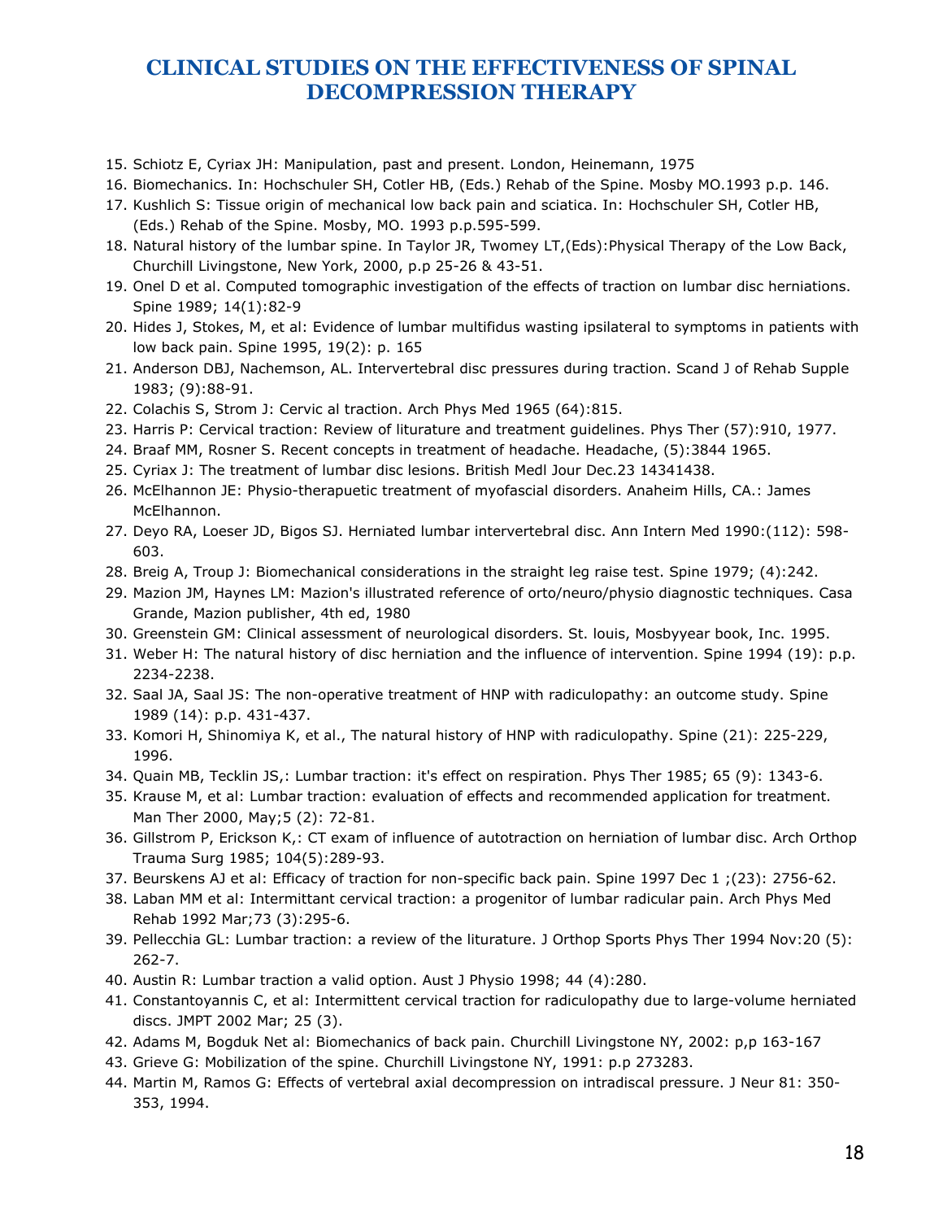# CLINICAL STUDIES ON THE EFFECTIVENESS OF SPINAL DECOMPRESSION THERAPY

15. Schiotz E, Cyriax JH: Manipulation, past and present. London, Heinemann, 1975
16. Biomechanics. In: Hochschuler SH, Cotler HB, (Eds.) Rehab of the Spine. Mosby MO.1993 p.p. 146.
17. Kushlich S: Tissue origin of mechanical low back pain and sciatica. In: Hochschuler SH, Cotler HB, (Eds.) Rehab of the Spine. Mosby, MO. 1993 p.p.595-599.
18. Natural history of the lumbar spine. In Taylor JR, Twomey LT,(Eds):Physical Therapy of the Low Back, Churchill Livingstone, New York, 2000, p.p 25-26 & 43-51.
19. Onel D et al. Computed tomographic investigation of the effects of traction on lumbar disc herniations. Spine 1989; 14(1):82-9
20. Hides J, Stokes, M, et al: Evidence of lumbar multifidus wasting ipsilateral to symptoms in patients with low back pain. Spine 1995, 19(2): p. 165
21. Anderson DBJ, Nachemson, AL. Intervertebral disc pressures during traction. Scand J of Rehab Supple 1983; (9):88-91.
22. Colachis S, Strom J: Cervic al traction. Arch Phys Med 1965 (64):815.
23. Harris P: Cervical traction: Review of liturature and treatment guidelines. Phys Ther (57):910, 1977.
24. Braaf MM, Rosner S. Recent concepts in treatment of headache. Headache, (5):3844 1965.
25. Cyriax J: The treatment of lumbar disc lesions. British Medl Jour Dec.23 14341438.
26. McElhannon JE: Physio-therapuetic treatment of myofascial disorders. Anaheim Hills, CA.: James McElhannon.
27. Deyo RA, Loeser JD, Bigos SJ. Herniated lumbar intervertebral disc. Ann Intern Med 1990:(112): 598-603.
28. Breig A, Troup J: Biomechanical considerations in the straight leg raise test. Spine 1979; (4):242.
29. Mazion JM, Haynes LM: Mazion's illustrated reference of orto/neuro/physio diagnostic techniques. Casa Grande, Mazion publisher, 4th ed, 1980
30. Greenstein GM: Clinical assessment of neurological disorders. St. louis, Mosbyyear book, Inc. 1995.
31. Weber H: The natural history of disc herniation and the influence of intervention. Spine 1994 (19): p.p. 2234-2238.
32. Saal JA, Saal JS: The non-operative treatment of HNP with radiculopathy: an outcome study. Spine 1989 (14): p.p. 431-437.
33. Komori H, Shinomiya K, et al., The natural history of HNP with radiculopathy. Spine (21): 225-229, 1996.
34. Quain MB, Tecklin JS,: Lumbar traction: it's effect on respiration. Phys Ther 1985; 65 (9): 1343-6.
35. Krause M, et al: Lumbar traction: evaluation of effects and recommended application for treatment. Man Ther 2000, May;5 (2): 72-81.
36. Gillstrom P, Erickson K,: CT exam of influence of autotraction on herniation of lumbar disc. Arch Orthop Trauma Surg 1985; 104(5):289-93.
37. Beurskens AJ et al: Efficacy of traction for non-specific back pain. Spine 1997 Dec 1 ;(23): 2756-62.
38. Laban MM et al: Intermittant cervical traction: a progenitor of lumbar radicular pain. Arch Phys Med Rehab 1992 Mar;73 (3):295-6.
39. Pellecchia GL: Lumbar traction: a review of the liturature. J Orthop Sports Phys Ther 1994 Nov:20 (5): 262-7.
40. Austin R: Lumbar traction a valid option. Aust J Physio 1998; 44 (4):280.
41. Constantoyannis C, et al: Intermittent cervical traction for radiculopathy due to large-volume herniated discs. JMPT 2002 Mar; 25 (3).
42. Adams M, Bogduk Net al: Biomechanics of back pain. Churchill Livingstone NY, 2002: p,p 163-167
43. Grieve G: Mobilization of the spine. Churchill Livingstone NY, 1991: p.p 273283.
44. Martin M, Ramos G: Effects of vertebral axial decompression on intradiscal pressure. J Neur 81: 350-353, 1994.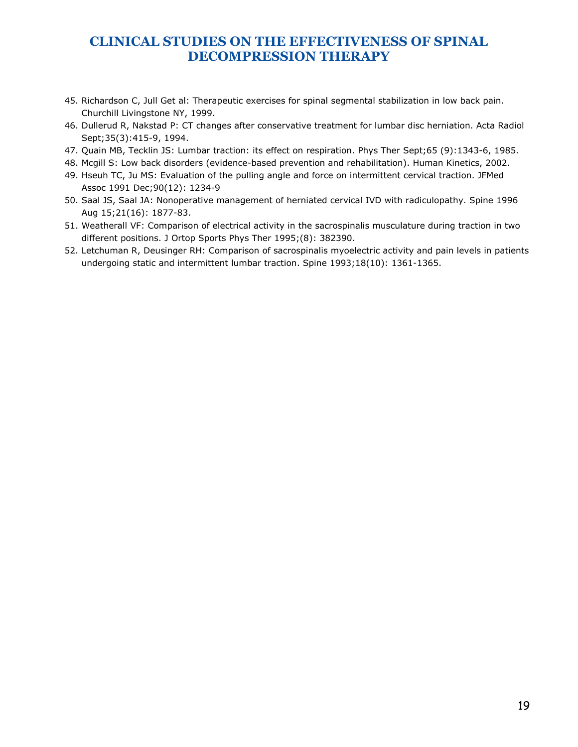# CLINICAL STUDIES ON THE EFFECTIVENESS OF SPINAL DECOMPRESSION THERAPY

45. Richardson C, Jull Get al: Therapeutic exercises for spinal segmental stabilization in low back pain. Churchill Livingstone NY, 1999.
46. Dullerud R, Nakstad P: CT changes after conservative treatment for lumbar disc herniation. Acta Radiol Sept;35(3):415-9, 1994.
47. Quain MB, Tecklin JS: Lumbar traction: its effect on respiration. Phys Ther Sept;65 (9):1343-6, 1985.
48. Mcgill S: Low back disorders (evidence-based prevention and rehabilitation). Human Kinetics, 2002.
49. Hseuh TC, Ju MS: Evaluation of the pulling angle and force on intermittent cervical traction. JFMed Assoc 1991 Dec;90(12): 1234-9
50. Saal JS, Saal JA: Nonoperative management of herniated cervical IVD with radiculopathy. Spine 1996 Aug 15;21(16): 1877-83.
51. Weatherall VF: Comparison of electrical activity in the sacrospinalis musculature during traction in two different positions. J Ortop Sports Phys Ther 1995;(8): 382390.
52. Letchuman R, Deusinger RH: Comparison of sacrospinalis myoelectric activity and pain levels in patients undergoing static and intermittent lumbar traction. Spine 1993;18(10): 1361-1365.